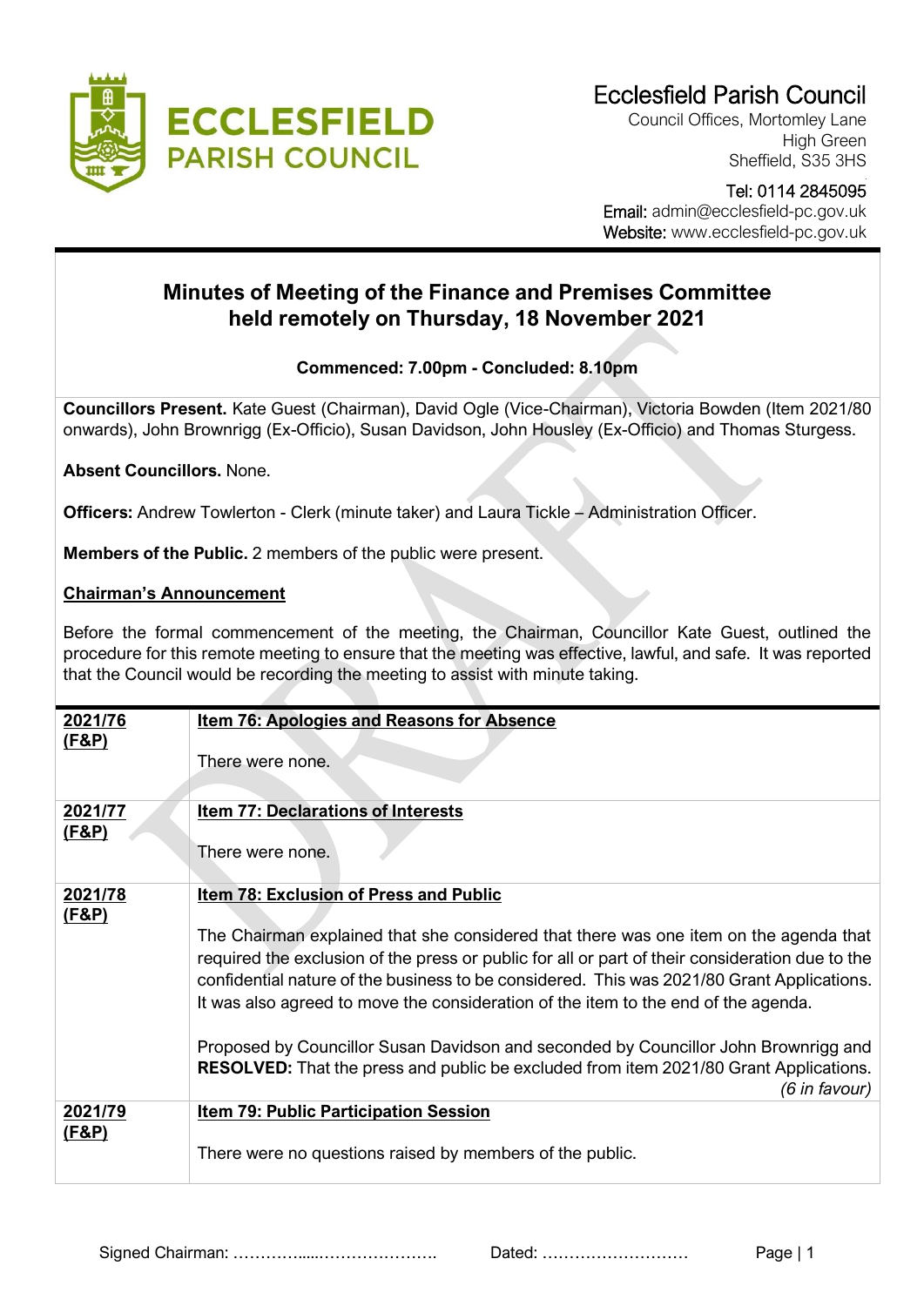Ecclesfield Parish Council
Council Offices, Mortomley Lane
High Green
Sheffield, S35 3HS

Tel: 0114 2845095
Email: admin@ecclesfield-pc.gov.uk
Website: www.ecclesfield-pc.gov.uk

# Minutes of Meeting of the Finance and Premises Committee held remotely on Thursday, 18 November 2021

**Commenced: 7.00pm - Concluded: 8.10pm**

**Councillors Present.** Kate Guest (Chairman), David Ogle (Vice-Chairman), Victoria Bowden (Item 2021/80 onwards), John Brownrigg (Ex-Officio), Susan Davidson, John Housley (Ex-Officio) and Thomas Sturgess.

**Absent Councillors.** None.

**Officers:** Andrew Towlerton - Clerk (minute taker) and Laura Tickle – Administration Officer.

**Members of the Public.** 2 members of the public were present.

**Chairman's Announcement**

Before the formal commencement of the meeting, the Chairman, Councillor Kate Guest, outlined the procedure for this remote meeting to ensure that the meeting was effective, lawful, and safe. It was reported that the Council would be recording the meeting to assist with minute taking.

| | |
|---|---|
| **2021/76 (F&P)** | **Item 76: Apologies and Reasons for Absence**<br><br>There were none. |
| **2021/77 (F&P)** | **Item 77: Declarations of Interests**<br><br>There were none. |
| **2021/78 (F&P)** | **Item 78: Exclusion of Press and Public**<br><br>The Chairman explained that she considered that there was one item on the agenda that required the exclusion of the press or public for all or part of their consideration due to the confidential nature of the business to be considered. This was 2021/80 Grant Applications. It was also agreed to move the consideration of the item to the end of the agenda.<br><br>Proposed by Councillor Susan Davidson and seconded by Councillor John Brownrigg and **RESOLVED:** That the press and public be excluded from item 2021/80 Grant Applications. *(6 in favour)* |
| **2021/79 (F&P)** | **Item 79: Public Participation Session**<br><br>There were no questions raised by members of the public. |

Signed Chairman: ……………....…………………. Dated: ………………………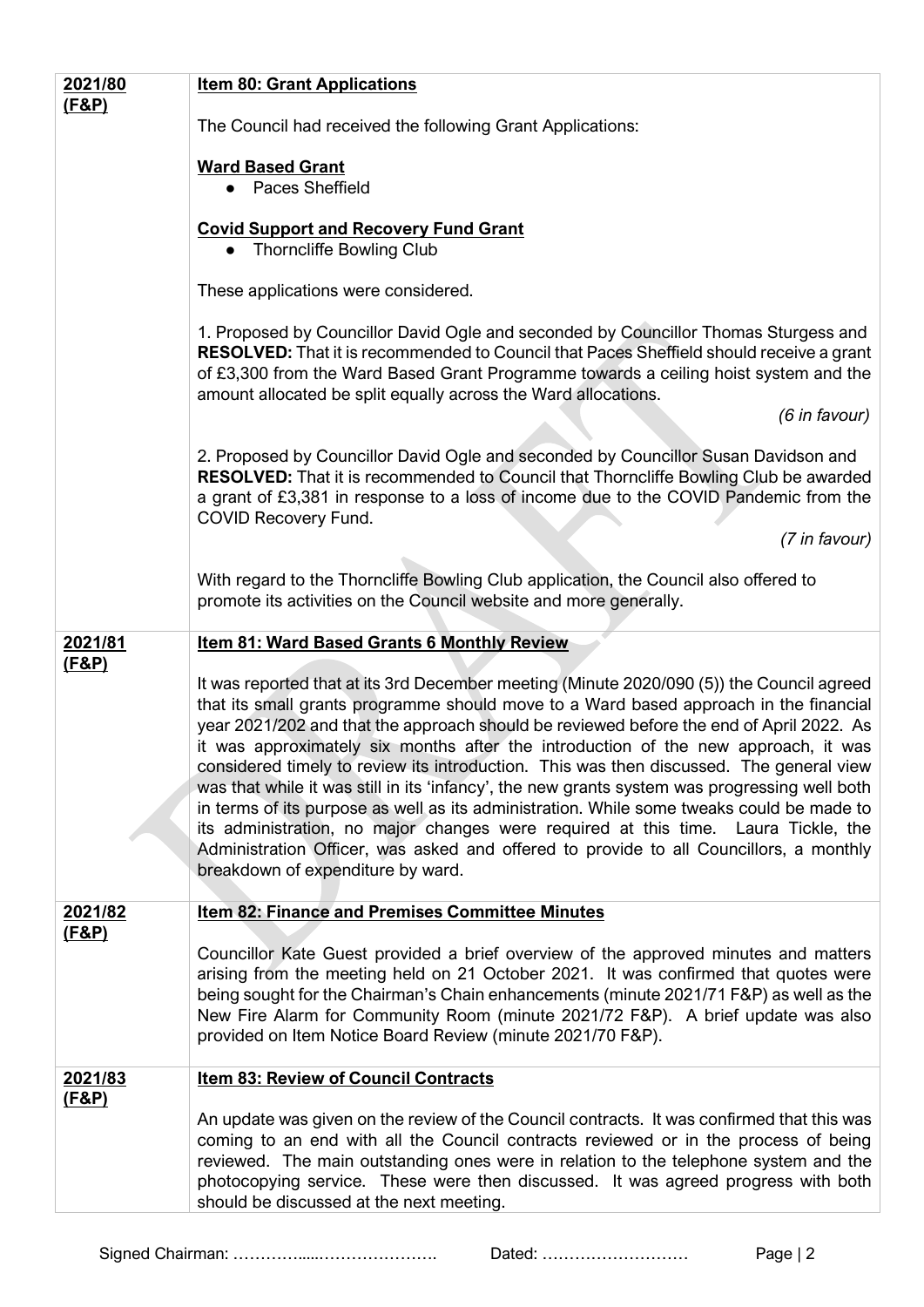| | |
|---|---|
| **2021/80 (F&P)** | **Item 80: Grant Applications**<br><br>The Council had received the following Grant Applications:<br><br>**Ward Based Grant**<br>● Paces Sheffield<br><br>**Covid Support and Recovery Fund Grant**<br>● Thorncliffe Bowling Club<br><br>These applications were considered.<br><br>1. Proposed by Councillor David Ogle and seconded by Councillor Thomas Sturgess and **RESOLVED:** That it is recommended to Council that Paces Sheffield should receive a grant of £3,300 from the Ward Based Grant Programme towards a ceiling hoist system and the amount allocated be split equally across the Ward allocations.<br>*(6 in favour)*<br><br>2. Proposed by Councillor David Ogle and seconded by Councillor Susan Davidson and **RESOLVED:** That it is recommended to Council that Thorncliffe Bowling Club be awarded a grant of £3,381 in response to a loss of income due to the COVID Pandemic from the COVID Recovery Fund.<br>*(7 in favour)*<br><br>With regard to the Thorncliffe Bowling Club application, the Council also offered to promote its activities on the Council website and more generally. |
| **2021/81 (F&P)** | **Item 81: Ward Based Grants 6 Monthly Review**<br><br>It was reported that at its 3rd December meeting (Minute 2020/090 (5)) the Council agreed that its small grants programme should move to a Ward based approach in the financial year 2021/202 and that the approach should be reviewed before the end of April 2022. As it was approximately six months after the introduction of the new approach, it was considered timely to review its introduction. This was then discussed. The general view was that while it was still in its 'infancy', the new grants system was progressing well both in terms of its purpose as well as its administration. While some tweaks could be made to its administration, no major changes were required at this time. Laura Tickle, the Administration Officer, was asked and offered to provide to all Councillors, a monthly breakdown of expenditure by ward. |
| **2021/82 (F&P)** | **Item 82: Finance and Premises Committee Minutes**<br><br>Councillor Kate Guest provided a brief overview of the approved minutes and matters arising from the meeting held on 21 October 2021. It was confirmed that quotes were being sought for the Chairman's Chain enhancements (minute 2021/71 F&P) as well as the New Fire Alarm for Community Room (minute 2021/72 F&P). A brief update was also provided on Item Notice Board Review (minute 2021/70 F&P). |
| **2021/83 (F&P)** | **Item 83: Review of Council Contracts**<br><br>An update was given on the review of the Council contracts. It was confirmed that this was coming to an end with all the Council contracts reviewed or in the process of being reviewed. The main outstanding ones were in relation to the telephone system and the photocopying service. These were then discussed. It was agreed progress with both should be discussed at the next meeting. |

Signed Chairman: …………....…………………. Dated: ………………………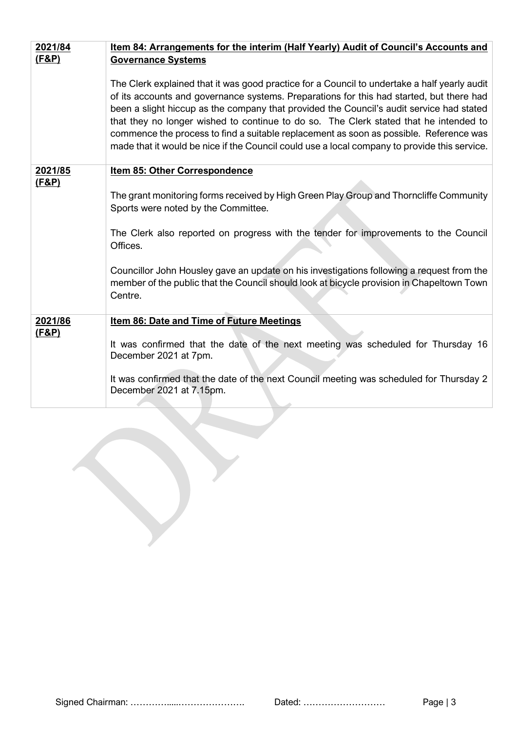| | |
|---|---|
| **2021/84 (F&P)** | **Item 84: Arrangements for the interim (Half Yearly) Audit of Council's Accounts and Governance Systems**<br><br>The Clerk explained that it was good practice for a Council to undertake a half yearly audit of its accounts and governance systems. Preparations for this had started, but there had been a slight hiccup as the company that provided the Council's audit service had stated that they no longer wished to continue to do so. The Clerk stated that he intended to commence the process to find a suitable replacement as soon as possible. Reference was made that it would be nice if the Council could use a local company to provide this service. |
| **2021/85 (F&P)** | **Item 85: Other Correspondence**<br><br>The grant monitoring forms received by High Green Play Group and Thorncliffe Community Sports were noted by the Committee.<br><br>The Clerk also reported on progress with the tender for improvements to the Council Offices.<br><br>Councillor John Housley gave an update on his investigations following a request from the member of the public that the Council should look at bicycle provision in Chapeltown Town Centre. |
| **2021/86 (F&P)** | **Item 86: Date and Time of Future Meetings**<br><br>It was confirmed that the date of the next meeting was scheduled for Thursday 16 December 2021 at 7pm.<br><br>It was confirmed that the date of the next Council meeting was scheduled for Thursday 2 December 2021 at 7.15pm. |

Signed Chairman: …………....…………………. Dated: ………………………